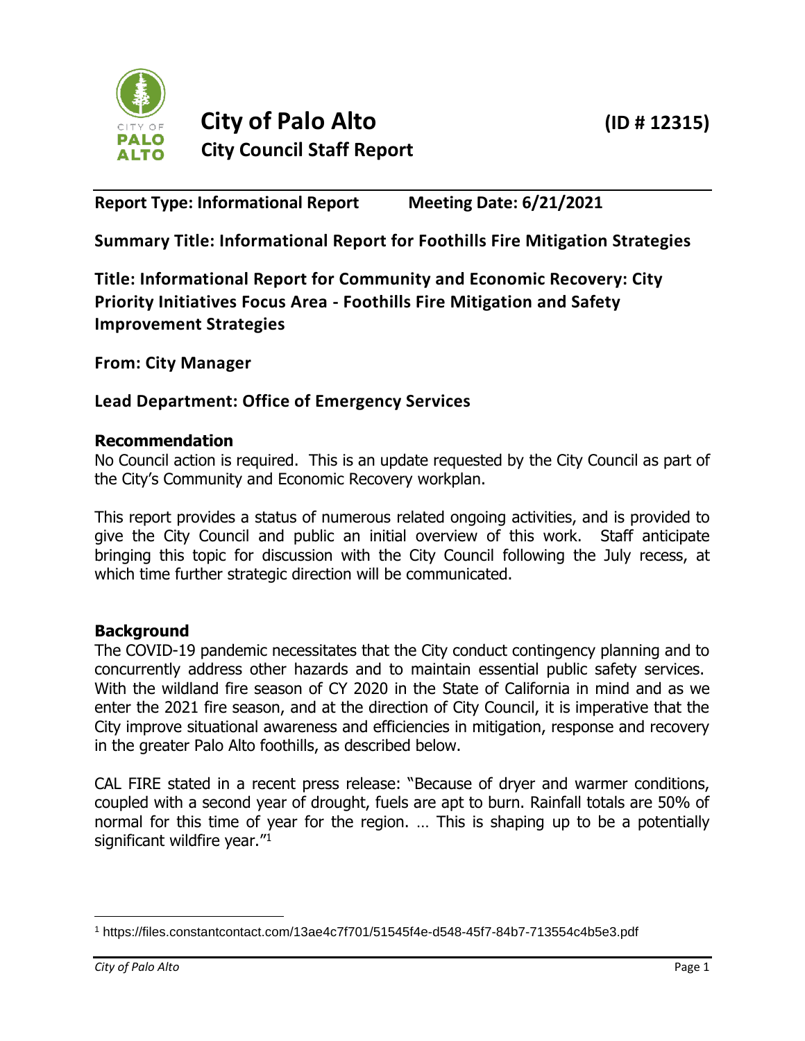# City of Palo Alto

**(ID # 12315)**

## City Council Staff Report

**Report Type: Informational Report** **Meeting Date: 6/21/2021**

**Summary Title: Informational Report for Foothills Fire Mitigation Strategies**

**Title: Informational Report for Community and Economic Recovery: City Priority Initiatives Focus Area - Foothills Fire Mitigation and Safety Improvement Strategies**

**From: City Manager**

**Lead Department: Office of Emergency Services**

### Recommendation

No Council action is required. This is an update requested by the City Council as part of the City's Community and Economic Recovery workplan.

This report provides a status of numerous related ongoing activities, and is provided to give the City Council and public an initial overview of this work. Staff anticipate bringing this topic for discussion with the City Council following the July recess, at which time further strategic direction will be communicated.

### Background

The COVID-19 pandemic necessitates that the City conduct contingency planning and to concurrently address other hazards and to maintain essential public safety services. With the wildland fire season of CY 2020 in the State of California in mind and as we enter the 2021 fire season, and at the direction of City Council, it is imperative that the City improve situational awareness and efficiencies in mitigation, response and recovery in the greater Palo Alto foothills, as described below.

CAL FIRE stated in a recent press release: "Because of dryer and warmer conditions, coupled with a second year of drought, fuels are apt to burn. Rainfall totals are 50% of normal for this time of year for the region. … This is shaping up to be a potentially significant wildfire year."[1]

[1] https://files.constantcontact.com/13ae4c7f701/51545f4e-d548-45f7-84b7-713554c4b5e3.pdf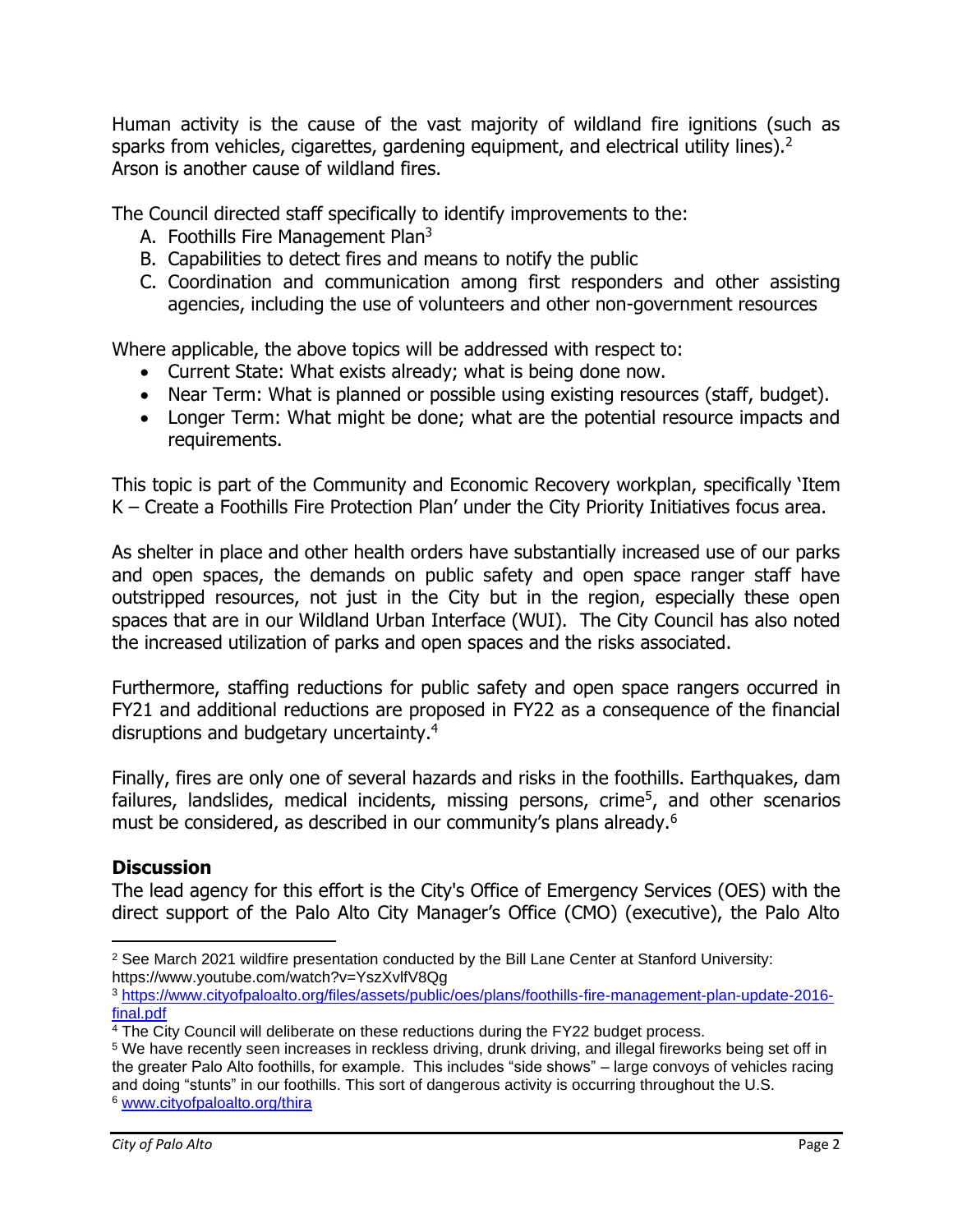Human activity is the cause of the vast majority of wildland fire ignitions (such as sparks from vehicles, cigarettes, gardening equipment, and electrical utility lines).[2] Arson is another cause of wildland fires.

The Council directed staff specifically to identify improvements to the:

A. Foothills Fire Management Plan[3]
B. Capabilities to detect fires and means to notify the public
C. Coordination and communication among first responders and other assisting agencies, including the use of volunteers and other non-government resources

Where applicable, the above topics will be addressed with respect to:

- Current State: What exists already; what is being done now.
- Near Term: What is planned or possible using existing resources (staff, budget).
- Longer Term: What might be done; what are the potential resource impacts and requirements.

This topic is part of the Community and Economic Recovery workplan, specifically 'Item K – Create a Foothills Fire Protection Plan' under the City Priority Initiatives focus area.

As shelter in place and other health orders have substantially increased use of our parks and open spaces, the demands on public safety and open space ranger staff have outstripped resources, not just in the City but in the region, especially these open spaces that are in our Wildland Urban Interface (WUI). The City Council has also noted the increased utilization of parks and open spaces and the risks associated.

Furthermore, staffing reductions for public safety and open space rangers occurred in FY21 and additional reductions are proposed in FY22 as a consequence of the financial disruptions and budgetary uncertainty.[4]

Finally, fires are only one of several hazards and risks in the foothills. Earthquakes, dam failures, landslides, medical incidents, missing persons, crime[5], and other scenarios must be considered, as described in our community's plans already.[6]

## Discussion

The lead agency for this effort is the City's Office of Emergency Services (OES) with the direct support of the Palo Alto City Manager's Office (CMO) (executive), the Palo Alto

---

[2] See March 2021 wildfire presentation conducted by the Bill Lane Center at Stanford University: https://www.youtube.com/watch?v=YszXvlfV8Qg

[3] https://www.cityofpaloalto.org/files/assets/public/oes/plans/foothills-fire-management-plan-update-2016-final.pdf

[4] The City Council will deliberate on these reductions during the FY22 budget process.

[5] We have recently seen increases in reckless driving, drunk driving, and illegal fireworks being set off in the greater Palo Alto foothills, for example. This includes "side shows" – large convoys of vehicles racing and doing "stunts" in our foothills. This sort of dangerous activity is occurring throughout the U.S.

[6] www.cityofpaloalto.org/thira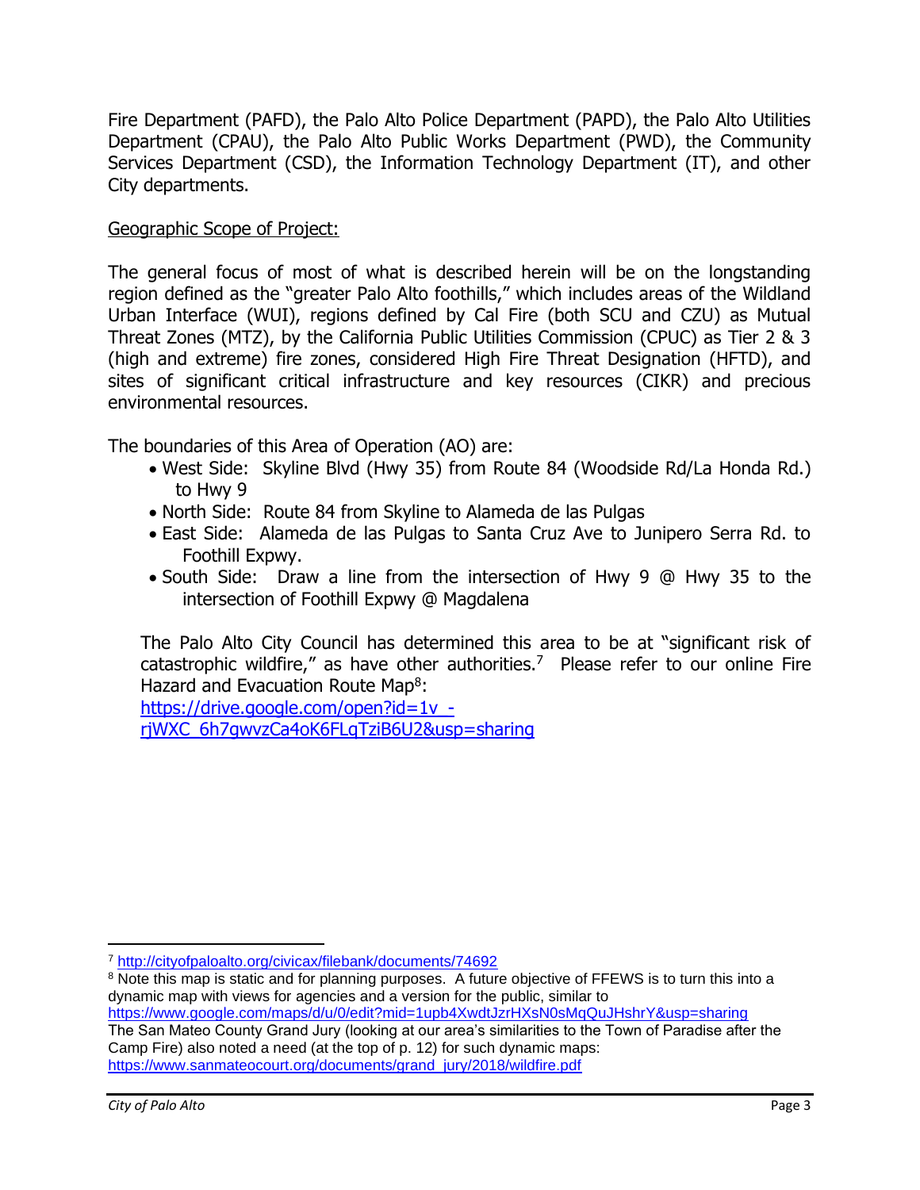Fire Department (PAFD), the Palo Alto Police Department (PAPD), the Palo Alto Utilities Department (CPAU), the Palo Alto Public Works Department (PWD), the Community Services Department (CSD), the Information Technology Department (IT), and other City departments.

<u>Geographic Scope of Project:</u>

The general focus of most of what is described herein will be on the longstanding region defined as the "greater Palo Alto foothills," which includes areas of the Wildland Urban Interface (WUI), regions defined by Cal Fire (both SCU and CZU) as Mutual Threat Zones (MTZ), by the California Public Utilities Commission (CPUC) as Tier 2 & 3 (high and extreme) fire zones, considered High Fire Threat Designation (HFTD), and sites of significant critical infrastructure and key resources (CIKR) and precious environmental resources.

The boundaries of this Area of Operation (AO) are:

- West Side: Skyline Blvd (Hwy 35) from Route 84 (Woodside Rd/La Honda Rd.) to Hwy 9
- North Side: Route 84 from Skyline to Alameda de las Pulgas
- East Side: Alameda de las Pulgas to Santa Cruz Ave to Junipero Serra Rd. to Foothill Expwy.
- South Side: Draw a line from the intersection of Hwy 9 @ Hwy 35 to the intersection of Foothill Expwy @ Magdalena

The Palo Alto City Council has determined this area to be at "significant risk of catastrophic wildfire," as have other authorities.[7] Please refer to our online Fire Hazard and Evacuation Route Map[8]:
https://drive.google.com/open?id=1v_-rjWXC_6h7gwvzCa4oK6FLqTziB6U2&usp=sharing

---

[7] http://cityofpaloalto.org/civicax/filebank/documents/74692

[8] Note this map is static and for planning purposes. A future objective of FFEWS is to turn this into a dynamic map with views for agencies and a version for the public, similar to https://www.google.com/maps/d/u/0/edit?mid=1upb4XwdtJzrHXsN0sMqQuJHshrY&usp=sharing
The San Mateo County Grand Jury (looking at our area's similarities to the Town of Paradise after the Camp Fire) also noted a need (at the top of p. 12) for such dynamic maps: https://www.sanmateocourt.org/documents/grand_jury/2018/wildfire.pdf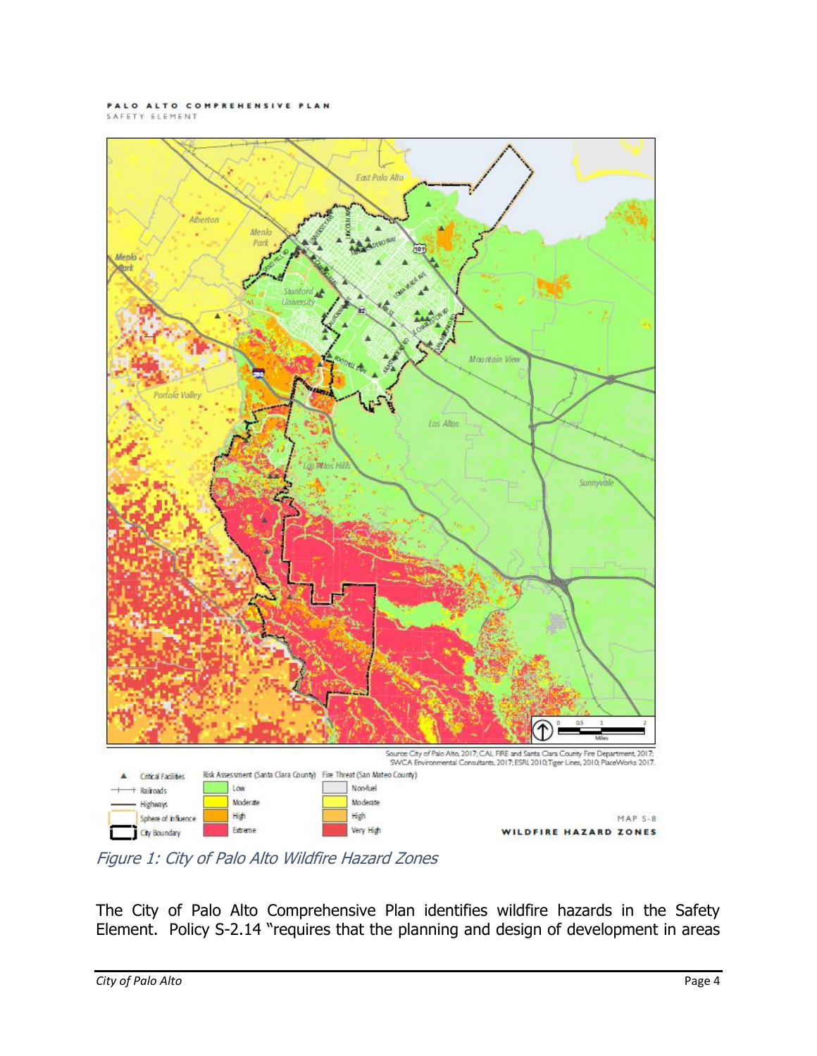Figure 1: City of Palo Alto Wildfire Hazard Zones

The City of Palo Alto Comprehensive Plan identifies wildfire hazards in the Safety Element. Policy S-2.14 "requires that the planning and design of development in areas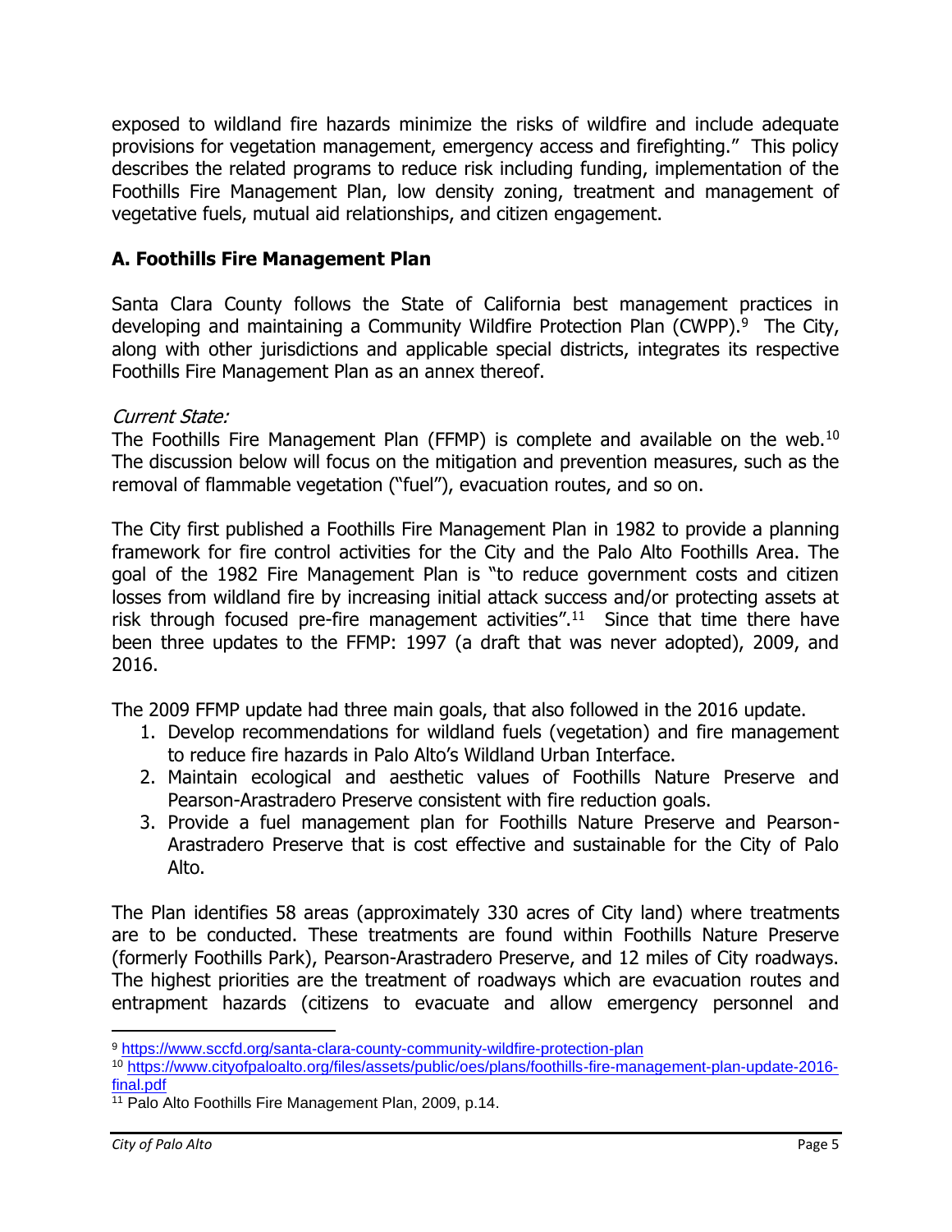exposed to wildland fire hazards minimize the risks of wildfire and include adequate provisions for vegetation management, emergency access and firefighting." This policy describes the related programs to reduce risk including funding, implementation of the Foothills Fire Management Plan, low density zoning, treatment and management of vegetative fuels, mutual aid relationships, and citizen engagement.

## A. Foothills Fire Management Plan

Santa Clara County follows the State of California best management practices in developing and maintaining a Community Wildfire Protection Plan (CWPP).[9] The City, along with other jurisdictions and applicable special districts, integrates its respective Foothills Fire Management Plan as an annex thereof.

*Current State:*
The Foothills Fire Management Plan (FFMP) is complete and available on the web.[10] The discussion below will focus on the mitigation and prevention measures, such as the removal of flammable vegetation ("fuel"), evacuation routes, and so on.

The City first published a Foothills Fire Management Plan in 1982 to provide a planning framework for fire control activities for the City and the Palo Alto Foothills Area. The goal of the 1982 Fire Management Plan is "to reduce government costs and citizen losses from wildland fire by increasing initial attack success and/or protecting assets at risk through focused pre-fire management activities".[11] Since that time there have been three updates to the FFMP: 1997 (a draft that was never adopted), 2009, and 2016.

The 2009 FFMP update had three main goals, that also followed in the 2016 update.

1. Develop recommendations for wildland fuels (vegetation) and fire management to reduce fire hazards in Palo Alto's Wildland Urban Interface.
2. Maintain ecological and aesthetic values of Foothills Nature Preserve and Pearson-Arastradero Preserve consistent with fire reduction goals.
3. Provide a fuel management plan for Foothills Nature Preserve and Pearson-Arastradero Preserve that is cost effective and sustainable for the City of Palo Alto.

The Plan identifies 58 areas (approximately 330 acres of City land) where treatments are to be conducted. These treatments are found within Foothills Nature Preserve (formerly Foothills Park), Pearson-Arastradero Preserve, and 12 miles of City roadways. The highest priorities are the treatment of roadways which are evacuation routes and entrapment hazards (citizens to evacuate and allow emergency personnel and

---

[9] https://www.sccfd.org/santa-clara-county-community-wildfire-protection-plan

[10] https://www.cityofpaloalto.org/files/assets/public/oes/plans/foothills-fire-management-plan-update-2016-final.pdf

[11] Palo Alto Foothills Fire Management Plan, 2009, p.14.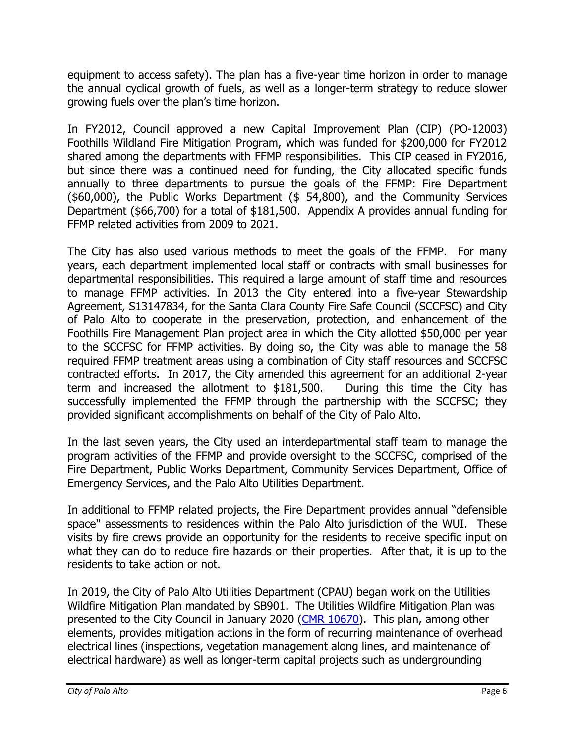equipment to access safety). The plan has a five-year time horizon in order to manage the annual cyclical growth of fuels, as well as a longer-term strategy to reduce slower growing fuels over the plan's time horizon.

In FY2012, Council approved a new Capital Improvement Plan (CIP) (PO-12003) Foothills Wildland Fire Mitigation Program, which was funded for $200,000 for FY2012 shared among the departments with FFMP responsibilities. This CIP ceased in FY2016, but since there was a continued need for funding, the City allocated specific funds annually to three departments to pursue the goals of the FFMP: Fire Department ($60,000), the Public Works Department ($ 54,800), and the Community Services Department ($66,700) for a total of $181,500. Appendix A provides annual funding for FFMP related activities from 2009 to 2021.

The City has also used various methods to meet the goals of the FFMP. For many years, each department implemented local staff or contracts with small businesses for departmental responsibilities. This required a large amount of staff time and resources to manage FFMP activities. In 2013 the City entered into a five-year Stewardship Agreement, S13147834, for the Santa Clara County Fire Safe Council (SCCFSC) and City of Palo Alto to cooperate in the preservation, protection, and enhancement of the Foothills Fire Management Plan project area in which the City allotted $50,000 per year to the SCCFSC for FFMP activities. By doing so, the City was able to manage the 58 required FFMP treatment areas using a combination of City staff resources and SCCFSC contracted efforts. In 2017, the City amended this agreement for an additional 2-year term and increased the allotment to $181,500. During this time the City has successfully implemented the FFMP through the partnership with the SCCFSC; they provided significant accomplishments on behalf of the City of Palo Alto.

In the last seven years, the City used an interdepartmental staff team to manage the program activities of the FFMP and provide oversight to the SCCFSC, comprised of the Fire Department, Public Works Department, Community Services Department, Office of Emergency Services, and the Palo Alto Utilities Department.

In additional to FFMP related projects, the Fire Department provides annual "defensible space" assessments to residences within the Palo Alto jurisdiction of the WUI. These visits by fire crews provide an opportunity for the residents to receive specific input on what they can do to reduce fire hazards on their properties. After that, it is up to the residents to take action or not.

In 2019, the City of Palo Alto Utilities Department (CPAU) began work on the Utilities Wildfire Mitigation Plan mandated by SB901. The Utilities Wildfire Mitigation Plan was presented to the City Council in January 2020 (CMR 10670). This plan, among other elements, provides mitigation actions in the form of recurring maintenance of overhead electrical lines (inspections, vegetation management along lines, and maintenance of electrical hardware) as well as longer-term capital projects such as undergrounding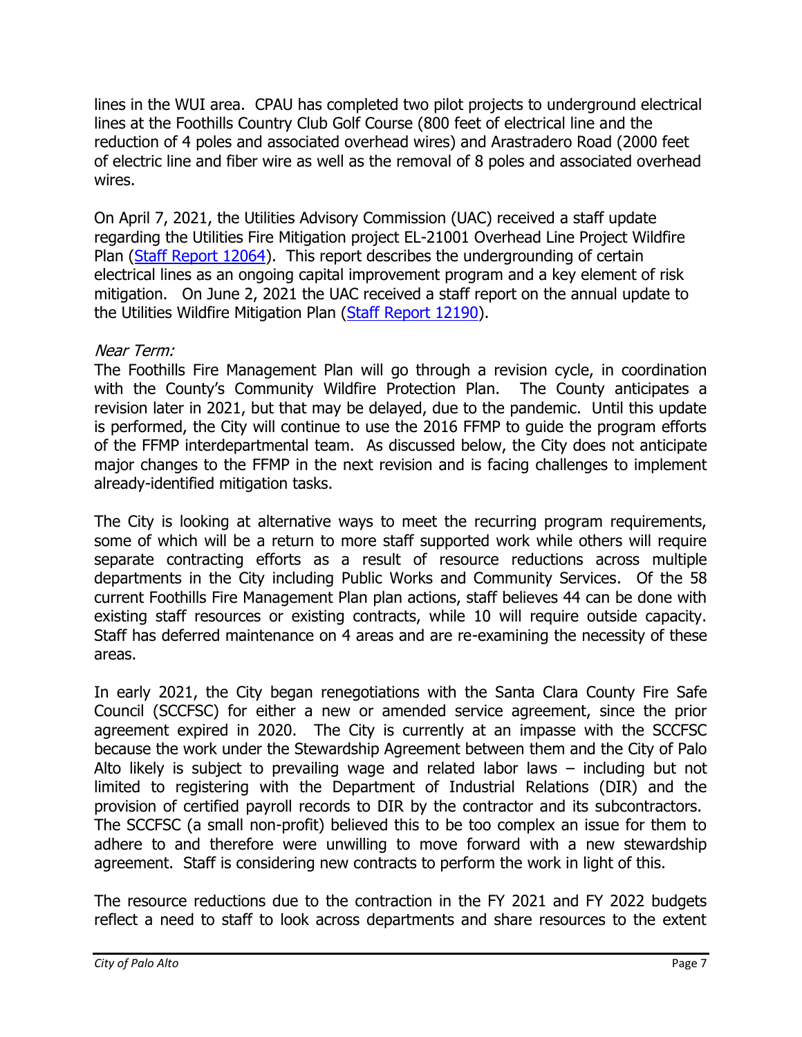lines in the WUI area. CPAU has completed two pilot projects to underground electrical lines at the Foothills Country Club Golf Course (800 feet of electrical line and the reduction of 4 poles and associated overhead wires) and Arastradero Road (2000 feet of electric line and fiber wire as well as the removal of 8 poles and associated overhead wires.

On April 7, 2021, the Utilities Advisory Commission (UAC) received a staff update regarding the Utilities Fire Mitigation project EL-21001 Overhead Line Project Wildfire Plan (Staff Report 12064). This report describes the undergrounding of certain electrical lines as an ongoing capital improvement program and a key element of risk mitigation. On June 2, 2021 the UAC received a staff report on the annual update to the Utilities Wildfire Mitigation Plan (Staff Report 12190).

*Near Term:*
The Foothills Fire Management Plan will go through a revision cycle, in coordination with the County's Community Wildfire Protection Plan. The County anticipates a revision later in 2021, but that may be delayed, due to the pandemic. Until this update is performed, the City will continue to use the 2016 FFMP to guide the program efforts of the FFMP interdepartmental team. As discussed below, the City does not anticipate major changes to the FFMP in the next revision and is facing challenges to implement already-identified mitigation tasks.

The City is looking at alternative ways to meet the recurring program requirements, some of which will be a return to more staff supported work while others will require separate contracting efforts as a result of resource reductions across multiple departments in the City including Public Works and Community Services. Of the 58 current Foothills Fire Management Plan plan actions, staff believes 44 can be done with existing staff resources or existing contracts, while 10 will require outside capacity. Staff has deferred maintenance on 4 areas and are re-examining the necessity of these areas.

In early 2021, the City began renegotiations with the Santa Clara County Fire Safe Council (SCCFSC) for either a new or amended service agreement, since the prior agreement expired in 2020. The City is currently at an impasse with the SCCFSC because the work under the Stewardship Agreement between them and the City of Palo Alto likely is subject to prevailing wage and related labor laws – including but not limited to registering with the Department of Industrial Relations (DIR) and the provision of certified payroll records to DIR by the contractor and its subcontractors. The SCCFSC (a small non-profit) believed this to be too complex an issue for them to adhere to and therefore were unwilling to move forward with a new stewardship agreement. Staff is considering new contracts to perform the work in light of this.

The resource reductions due to the contraction in the FY 2021 and FY 2022 budgets reflect a need to staff to look across departments and share resources to the extent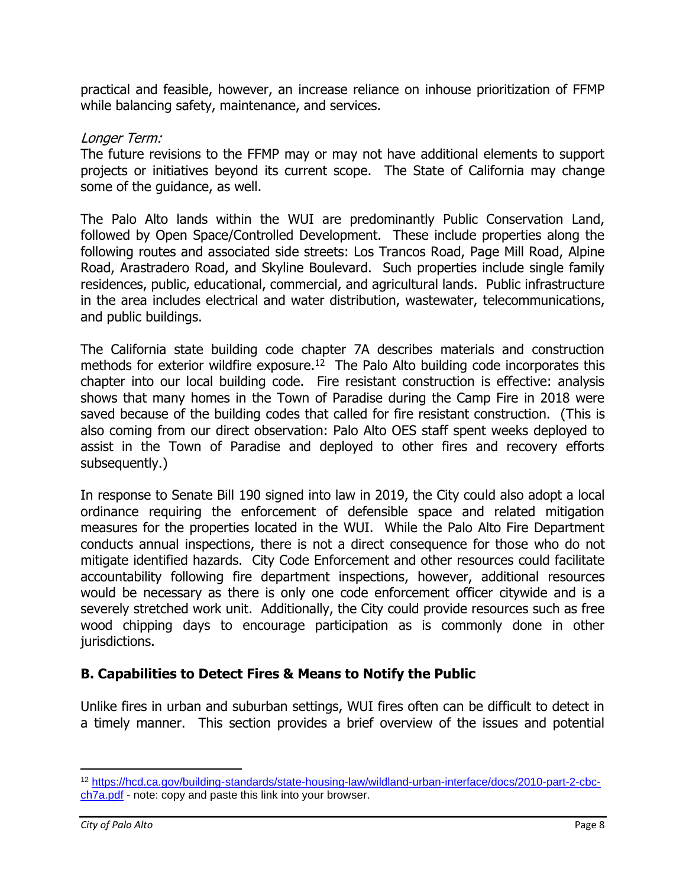practical and feasible, however, an increase reliance on inhouse prioritization of FFMP while balancing safety, maintenance, and services.

*Longer Term:*

The future revisions to the FFMP may or may not have additional elements to support projects or initiatives beyond its current scope. The State of California may change some of the guidance, as well.

The Palo Alto lands within the WUI are predominantly Public Conservation Land, followed by Open Space/Controlled Development. These include properties along the following routes and associated side streets: Los Trancos Road, Page Mill Road, Alpine Road, Arastradero Road, and Skyline Boulevard. Such properties include single family residences, public, educational, commercial, and agricultural lands. Public infrastructure in the area includes electrical and water distribution, wastewater, telecommunications, and public buildings.

The California state building code chapter 7A describes materials and construction methods for exterior wildfire exposure.[12] The Palo Alto building code incorporates this chapter into our local building code. Fire resistant construction is effective: analysis shows that many homes in the Town of Paradise during the Camp Fire in 2018 were saved because of the building codes that called for fire resistant construction. (This is also coming from our direct observation: Palo Alto OES staff spent weeks deployed to assist in the Town of Paradise and deployed to other fires and recovery efforts subsequently.)

In response to Senate Bill 190 signed into law in 2019, the City could also adopt a local ordinance requiring the enforcement of defensible space and related mitigation measures for the properties located in the WUI. While the Palo Alto Fire Department conducts annual inspections, there is not a direct consequence for those who do not mitigate identified hazards. City Code Enforcement and other resources could facilitate accountability following fire department inspections, however, additional resources would be necessary as there is only one code enforcement officer citywide and is a severely stretched work unit. Additionally, the City could provide resources such as free wood chipping days to encourage participation as is commonly done in other jurisdictions.

## B. Capabilities to Detect Fires & Means to Notify the Public

Unlike fires in urban and suburban settings, WUI fires often can be difficult to detect in a timely manner. This section provides a brief overview of the issues and potential

---

[12] https://hcd.ca.gov/building-standards/state-housing-law/wildland-urban-interface/docs/2010-part-2-cbc-ch7a.pdf - note: copy and paste this link into your browser.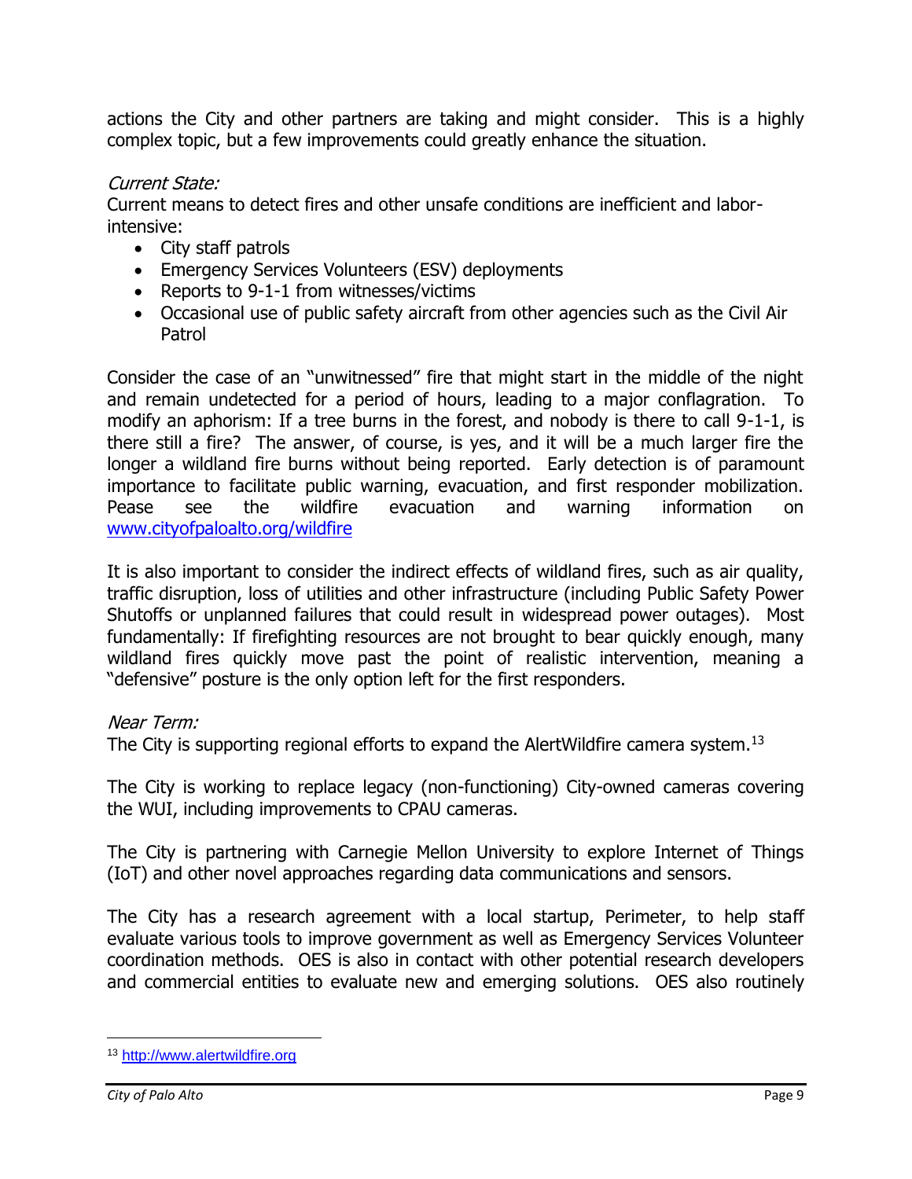actions the City and other partners are taking and might consider. This is a highly complex topic, but a few improvements could greatly enhance the situation.

*Current State:*

Current means to detect fires and other unsafe conditions are inefficient and labor-intensive:

- City staff patrols
- Emergency Services Volunteers (ESV) deployments
- Reports to 9-1-1 from witnesses/victims
- Occasional use of public safety aircraft from other agencies such as the Civil Air Patrol

Consider the case of an "unwitnessed" fire that might start in the middle of the night and remain undetected for a period of hours, leading to a major conflagration. To modify an aphorism: If a tree burns in the forest, and nobody is there to call 9-1-1, is there still a fire? The answer, of course, is yes, and it will be a much larger fire the longer a wildland fire burns without being reported. Early detection is of paramount importance to facilitate public warning, evacuation, and first responder mobilization. Pease see the wildfire evacuation and warning information on [www.cityofpaloalto.org/wildfire](www.cityofpaloalto.org/wildfire)

It is also important to consider the indirect effects of wildland fires, such as air quality, traffic disruption, loss of utilities and other infrastructure (including Public Safety Power Shutoffs or unplanned failures that could result in widespread power outages). Most fundamentally: If firefighting resources are not brought to bear quickly enough, many wildland fires quickly move past the point of realistic intervention, meaning a "defensive" posture is the only option left for the first responders.

*Near Term:*

The City is supporting regional efforts to expand the AlertWildfire camera system.[13]

The City is working to replace legacy (non-functioning) City-owned cameras covering the WUI, including improvements to CPAU cameras.

The City is partnering with Carnegie Mellon University to explore Internet of Things (IoT) and other novel approaches regarding data communications and sensors.

The City has a research agreement with a local startup, Perimeter, to help staff evaluate various tools to improve government as well as Emergency Services Volunteer coordination methods. OES is also in contact with other potential research developers and commercial entities to evaluate new and emerging solutions. OES also routinely

---

[13] [http://www.alertwildfire.org](http://www.alertwildfire.org)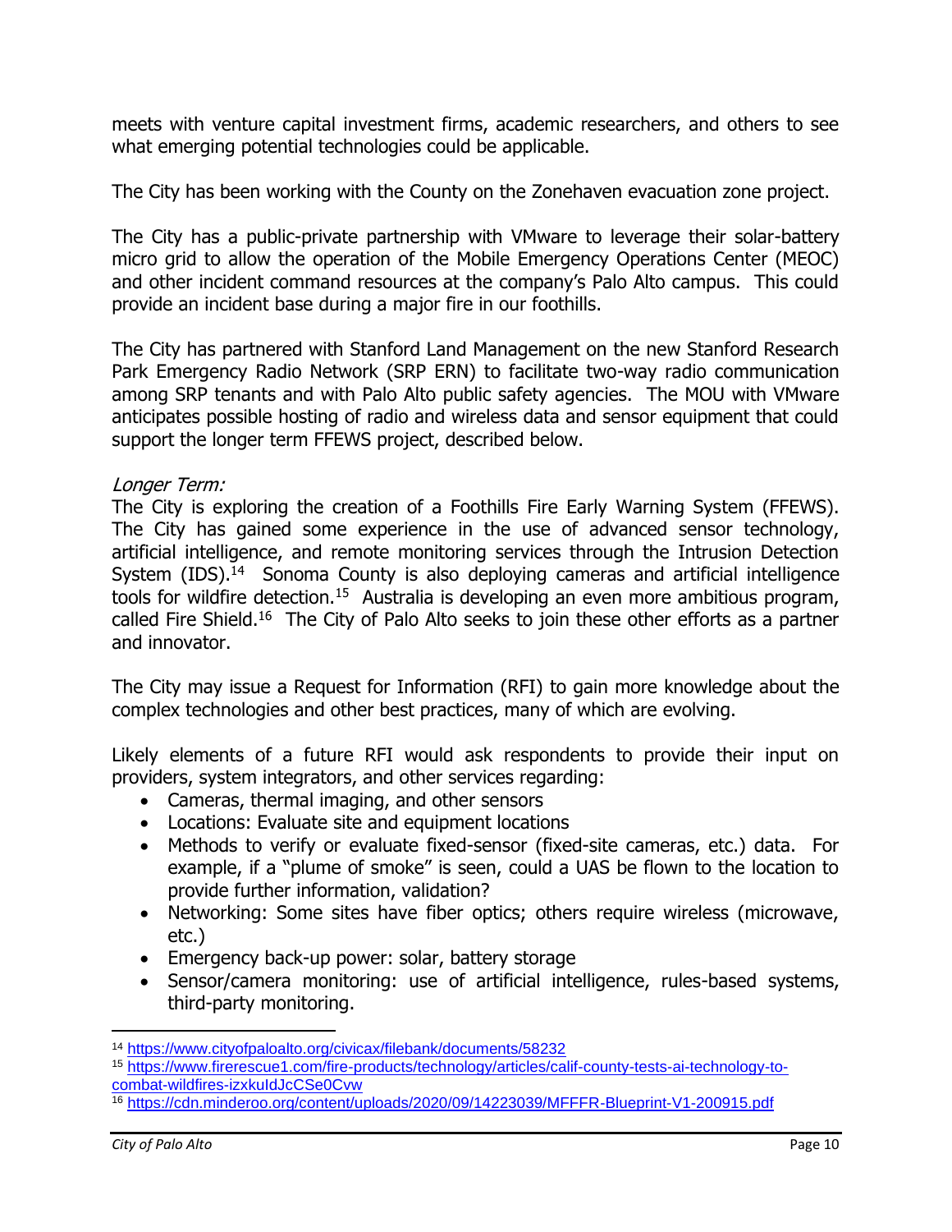meets with venture capital investment firms, academic researchers, and others to see what emerging potential technologies could be applicable.

The City has been working with the County on the Zonehaven evacuation zone project.

The City has a public-private partnership with VMware to leverage their solar-battery micro grid to allow the operation of the Mobile Emergency Operations Center (MEOC) and other incident command resources at the company's Palo Alto campus. This could provide an incident base during a major fire in our foothills.

The City has partnered with Stanford Land Management on the new Stanford Research Park Emergency Radio Network (SRP ERN) to facilitate two-way radio communication among SRP tenants and with Palo Alto public safety agencies. The MOU with VMware anticipates possible hosting of radio and wireless data and sensor equipment that could support the longer term FFEWS project, described below.

*Longer Term:*

The City is exploring the creation of a Foothills Fire Early Warning System (FFEWS). The City has gained some experience in the use of advanced sensor technology, artificial intelligence, and remote monitoring services through the Intrusion Detection System (IDS).[14] Sonoma County is also deploying cameras and artificial intelligence tools for wildfire detection.[15] Australia is developing an even more ambitious program, called Fire Shield.[16] The City of Palo Alto seeks to join these other efforts as a partner and innovator.

The City may issue a Request for Information (RFI) to gain more knowledge about the complex technologies and other best practices, many of which are evolving.

Likely elements of a future RFI would ask respondents to provide their input on providers, system integrators, and other services regarding:

- Cameras, thermal imaging, and other sensors
- Locations: Evaluate site and equipment locations
- Methods to verify or evaluate fixed-sensor (fixed-site cameras, etc.) data. For example, if a "plume of smoke" is seen, could a UAS be flown to the location to provide further information, validation?
- Networking: Some sites have fiber optics; others require wireless (microwave, etc.)
- Emergency back-up power: solar, battery storage
- Sensor/camera monitoring: use of artificial intelligence, rules-based systems, third-party monitoring.

---

[14] https://www.cityofpaloalto.org/civicax/filebank/documents/58232

[15] https://www.firerescue1.com/fire-products/technology/articles/calif-county-tests-ai-technology-to-combat-wildfires-izxkuIdJcCSe0Cvw

[16] https://cdn.minderoo.org/content/uploads/2020/09/14223039/MFFFR-Blueprint-V1-200915.pdf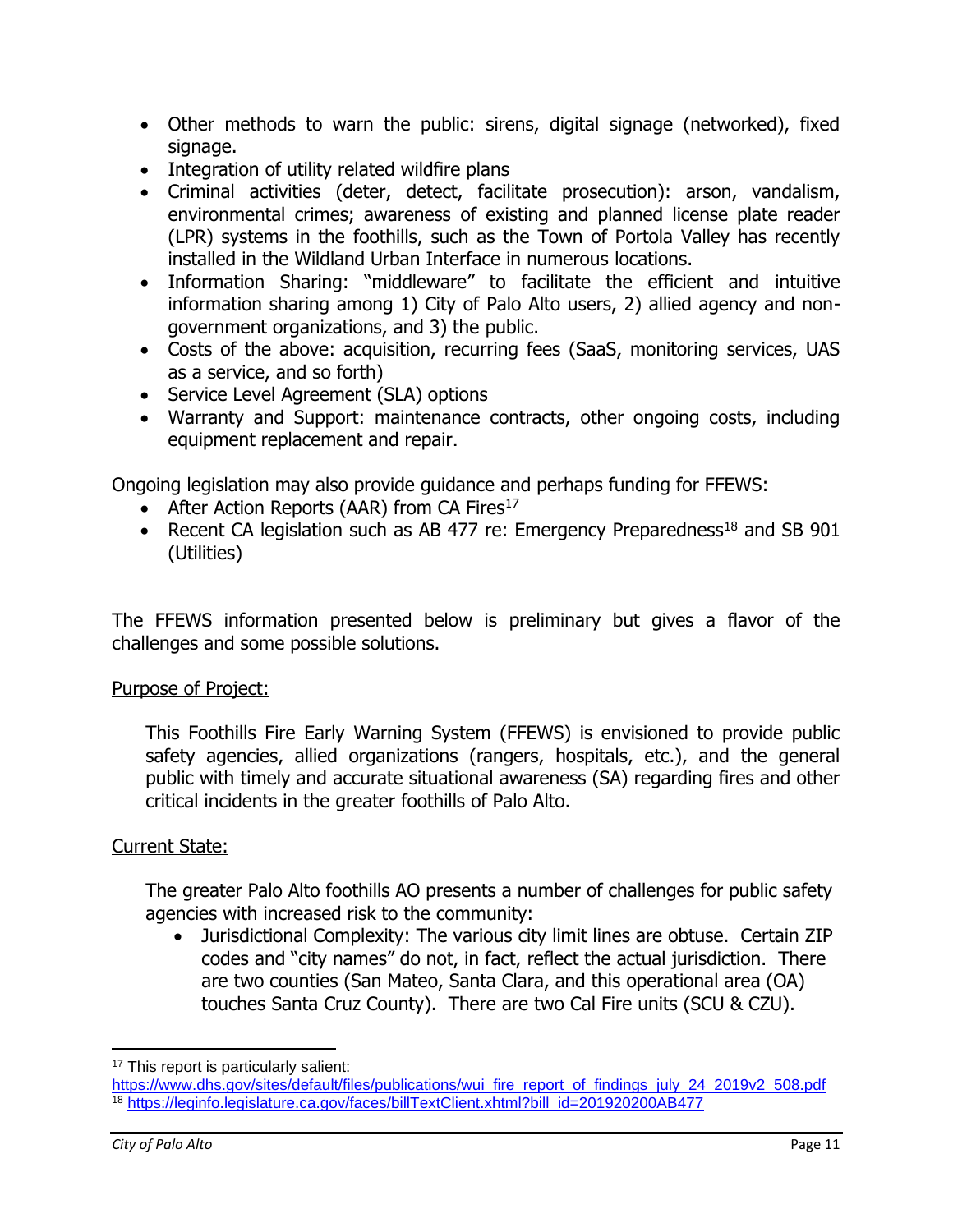- Other methods to warn the public: sirens, digital signage (networked), fixed signage.
- Integration of utility related wildfire plans
- Criminal activities (deter, detect, facilitate prosecution): arson, vandalism, environmental crimes; awareness of existing and planned license plate reader (LPR) systems in the foothills, such as the Town of Portola Valley has recently installed in the Wildland Urban Interface in numerous locations.
- Information Sharing: "middleware" to facilitate the efficient and intuitive information sharing among 1) City of Palo Alto users, 2) allied agency and non-government organizations, and 3) the public.
- Costs of the above: acquisition, recurring fees (SaaS, monitoring services, UAS as a service, and so forth)
- Service Level Agreement (SLA) options
- Warranty and Support: maintenance contracts, other ongoing costs, including equipment replacement and repair.

Ongoing legislation may also provide guidance and perhaps funding for FFEWS:

- After Action Reports (AAR) from CA Fires[17]
- Recent CA legislation such as AB 477 re: Emergency Preparedness[18] and SB 901 (Utilities)

The FFEWS information presented below is preliminary but gives a flavor of the challenges and some possible solutions.

<u>Purpose of Project:</u>

This Foothills Fire Early Warning System (FFEWS) is envisioned to provide public safety agencies, allied organizations (rangers, hospitals, etc.), and the general public with timely and accurate situational awareness (SA) regarding fires and other critical incidents in the greater foothills of Palo Alto.

<u>Current State:</u>

The greater Palo Alto foothills AO presents a number of challenges for public safety agencies with increased risk to the community:

- <u>Jurisdictional Complexity</u>: The various city limit lines are obtuse. Certain ZIP codes and "city names" do not, in fact, reflect the actual jurisdiction. There are two counties (San Mateo, Santa Clara, and this operational area (OA) touches Santa Cruz County). There are two Cal Fire units (SCU & CZU).

---

[17] This report is particularly salient: https://www.dhs.gov/sites/default/files/publications/wui_fire_report_of_findings_july_24_2019v2_508.pdf

[18] https://leginfo.legislature.ca.gov/faces/billTextClient.xhtml?bill_id=201920200AB477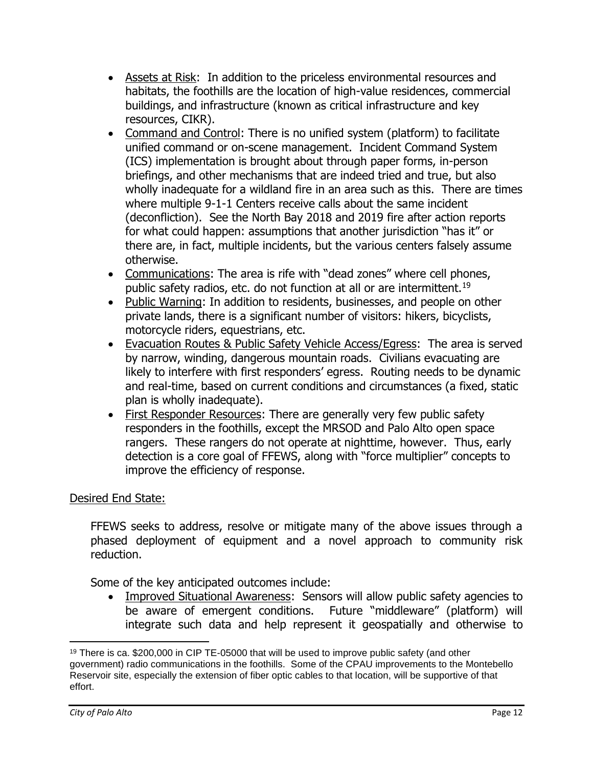- Assets at Risk: In addition to the priceless environmental resources and habitats, the foothills are the location of high-value residences, commercial buildings, and infrastructure (known as critical infrastructure and key resources, CIKR).
- Command and Control: There is no unified system (platform) to facilitate unified command or on-scene management. Incident Command System (ICS) implementation is brought about through paper forms, in-person briefings, and other mechanisms that are indeed tried and true, but also wholly inadequate for a wildland fire in an area such as this. There are times where multiple 9-1-1 Centers receive calls about the same incident (deconfliction). See the North Bay 2018 and 2019 fire after action reports for what could happen: assumptions that another jurisdiction "has it" or there are, in fact, multiple incidents, but the various centers falsely assume otherwise.
- Communications: The area is rife with "dead zones" where cell phones, public safety radios, etc. do not function at all or are intermittent.[19]
- Public Warning: In addition to residents, businesses, and people on other private lands, there is a significant number of visitors: hikers, bicyclists, motorcycle riders, equestrians, etc.
- Evacuation Routes & Public Safety Vehicle Access/Egress: The area is served by narrow, winding, dangerous mountain roads. Civilians evacuating are likely to interfere with first responders' egress. Routing needs to be dynamic and real-time, based on current conditions and circumstances (a fixed, static plan is wholly inadequate).
- First Responder Resources: There are generally very few public safety responders in the foothills, except the MRSOD and Palo Alto open space rangers. These rangers do not operate at nighttime, however. Thus, early detection is a core goal of FFEWS, along with "force multiplier" concepts to improve the efficiency of response.

Desired End State:

FFEWS seeks to address, resolve or mitigate many of the above issues through a phased deployment of equipment and a novel approach to community risk reduction.

Some of the key anticipated outcomes include:

- Improved Situational Awareness: Sensors will allow public safety agencies to be aware of emergent conditions. Future "middleware" (platform) will integrate such data and help represent it geospatially and otherwise to

---

[19] There is ca. $200,000 in CIP TE-05000 that will be used to improve public safety (and other government) radio communications in the foothills. Some of the CPAU improvements to the Montebello Reservoir site, especially the extension of fiber optic cables to that location, will be supportive of that effort.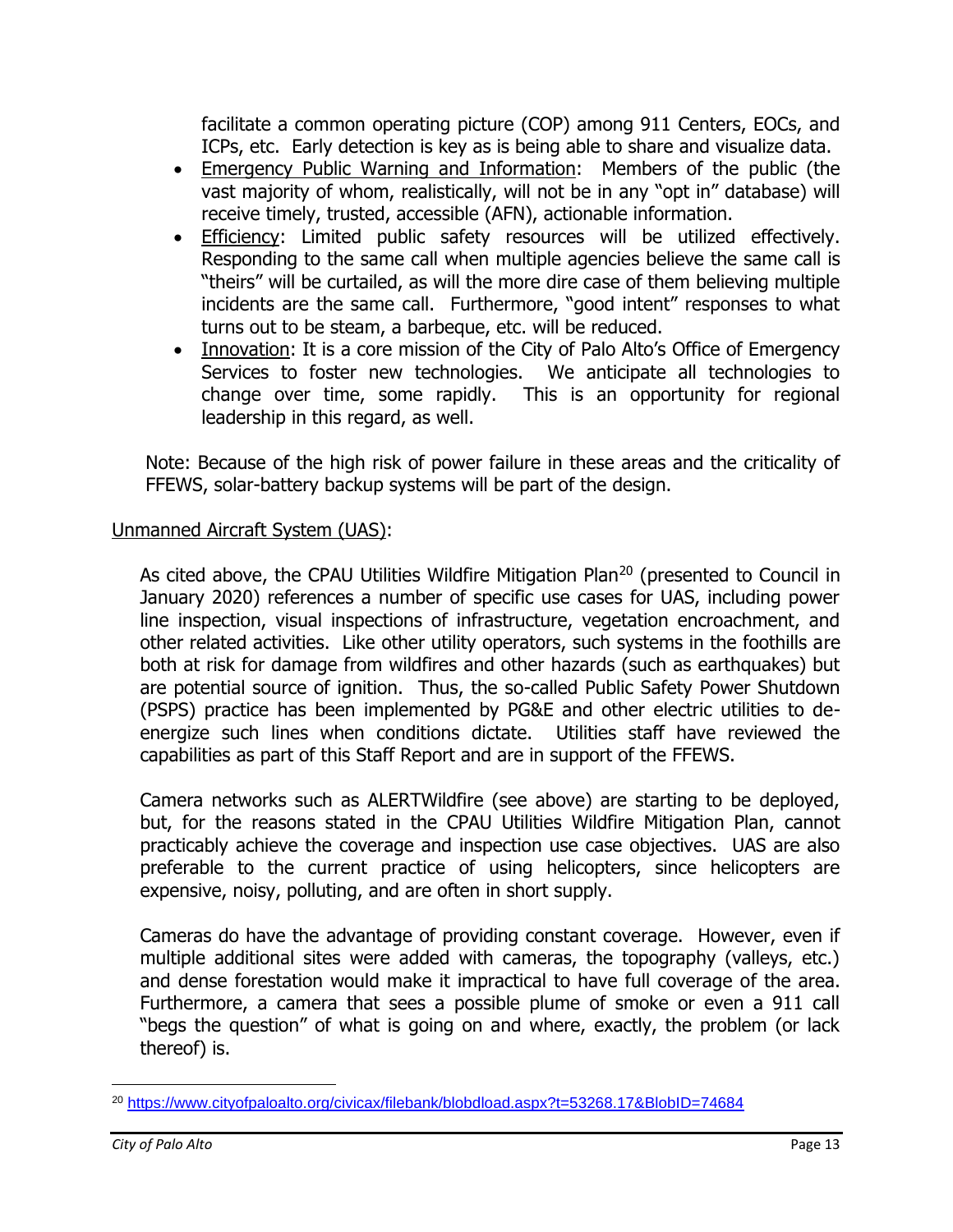facilitate a common operating picture (COP) among 911 Centers, EOCs, and ICPs, etc. Early detection is key as is being able to share and visualize data.

- Emergency Public Warning and Information: Members of the public (the vast majority of whom, realistically, will not be in any "opt in" database) will receive timely, trusted, accessible (AFN), actionable information.
- Efficiency: Limited public safety resources will be utilized effectively. Responding to the same call when multiple agencies believe the same call is "theirs" will be curtailed, as will the more dire case of them believing multiple incidents are the same call. Furthermore, "good intent" responses to what turns out to be steam, a barbeque, etc. will be reduced.
- Innovation: It is a core mission of the City of Palo Alto's Office of Emergency Services to foster new technologies. We anticipate all technologies to change over time, some rapidly. This is an opportunity for regional leadership in this regard, as well.

Note: Because of the high risk of power failure in these areas and the criticality of FFEWS, solar-battery backup systems will be part of the design.

Unmanned Aircraft System (UAS):

As cited above, the CPAU Utilities Wildfire Mitigation Plan[20] (presented to Council in January 2020) references a number of specific use cases for UAS, including power line inspection, visual inspections of infrastructure, vegetation encroachment, and other related activities. Like other utility operators, such systems in the foothills are both at risk for damage from wildfires and other hazards (such as earthquakes) but are potential source of ignition. Thus, the so-called Public Safety Power Shutdown (PSPS) practice has been implemented by PG&E and other electric utilities to de-energize such lines when conditions dictate. Utilities staff have reviewed the capabilities as part of this Staff Report and are in support of the FFEWS.

Camera networks such as ALERTWildfire (see above) are starting to be deployed, but, for the reasons stated in the CPAU Utilities Wildfire Mitigation Plan, cannot practicably achieve the coverage and inspection use case objectives. UAS are also preferable to the current practice of using helicopters, since helicopters are expensive, noisy, polluting, and are often in short supply.

Cameras do have the advantage of providing constant coverage. However, even if multiple additional sites were added with cameras, the topography (valleys, etc.) and dense forestation would make it impractical to have full coverage of the area. Furthermore, a camera that sees a possible plume of smoke or even a 911 call "begs the question" of what is going on and where, exactly, the problem (or lack thereof) is.

[20] https://www.cityofpaloalto.org/civicax/filebank/blobdload.aspx?t=53268.17&BlobID=74684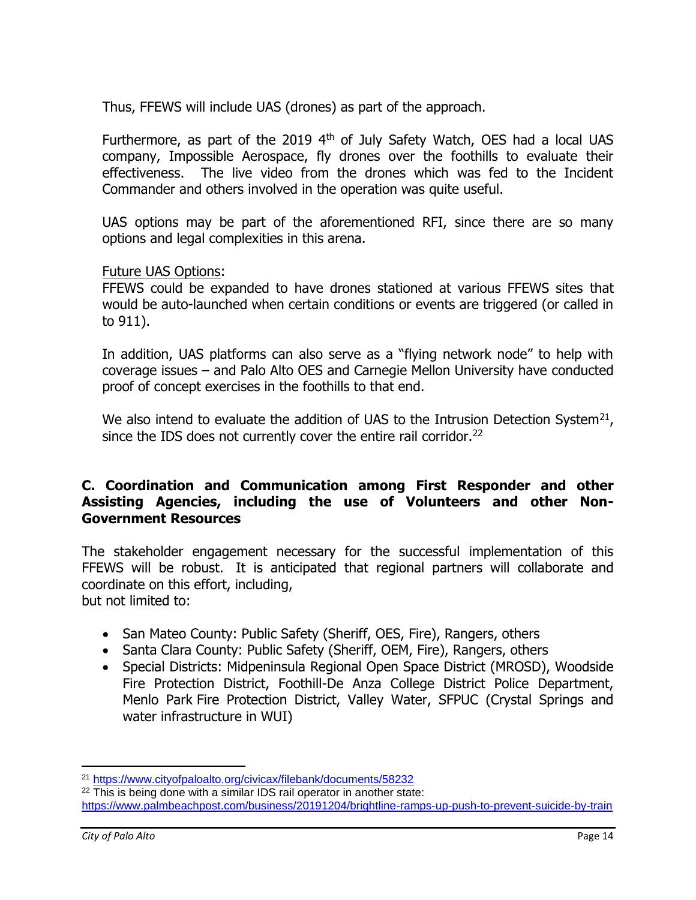Thus, FFEWS will include UAS (drones) as part of the approach.

Furthermore, as part of the 2019 4th of July Safety Watch, OES had a local UAS company, Impossible Aerospace, fly drones over the foothills to evaluate their effectiveness. The live video from the drones which was fed to the Incident Commander and others involved in the operation was quite useful.

UAS options may be part of the aforementioned RFI, since there are so many options and legal complexities in this arena.

Future UAS Options:
FFEWS could be expanded to have drones stationed at various FFEWS sites that would be auto-launched when certain conditions or events are triggered (or called in to 911).

In addition, UAS platforms can also serve as a "flying network node" to help with coverage issues – and Palo Alto OES and Carnegie Mellon University have conducted proof of concept exercises in the foothills to that end.

We also intend to evaluate the addition of UAS to the Intrusion Detection System[21], since the IDS does not currently cover the entire rail corridor.[22]

## C. Coordination and Communication among First Responder and other Assisting Agencies, including the use of Volunteers and other Non-Government Resources

The stakeholder engagement necessary for the successful implementation of this FFEWS will be robust. It is anticipated that regional partners will collaborate and coordinate on this effort, including, but not limited to:

- San Mateo County: Public Safety (Sheriff, OES, Fire), Rangers, others
- Santa Clara County: Public Safety (Sheriff, OEM, Fire), Rangers, others
- Special Districts: Midpeninsula Regional Open Space District (MROSD), Woodside Fire Protection District, Foothill-De Anza College District Police Department, Menlo Park Fire Protection District, Valley Water, SFPUC (Crystal Springs and water infrastructure in WUI)

---

[21] https://www.cityofpaloalto.org/civicax/filebank/documents/58232

[22] This is being done with a similar IDS rail operator in another state: https://www.palmbeachpost.com/business/20191204/brightline-ramps-up-push-to-prevent-suicide-by-train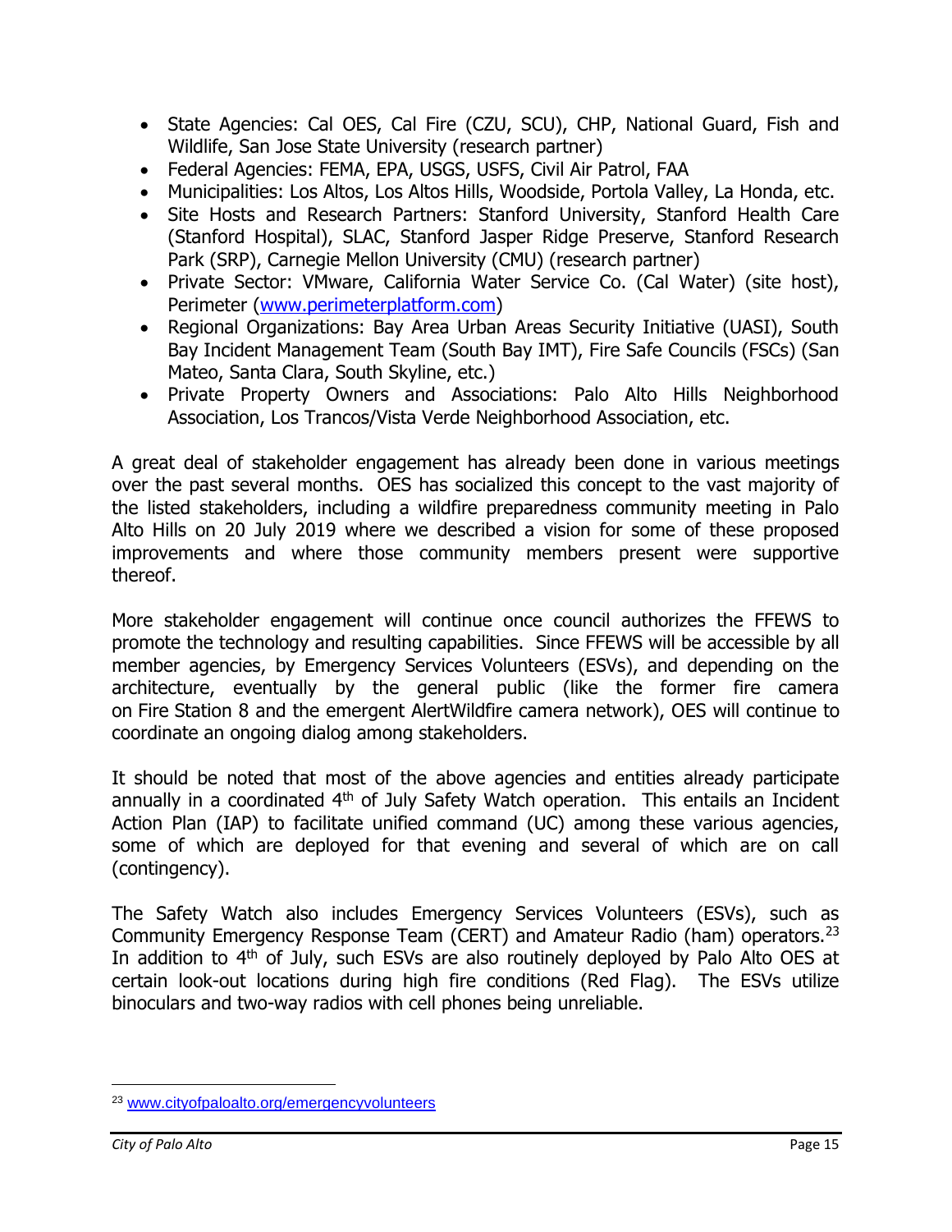- State Agencies: Cal OES, Cal Fire (CZU, SCU), CHP, National Guard, Fish and Wildlife, San Jose State University (research partner)
- Federal Agencies: FEMA, EPA, USGS, USFS, Civil Air Patrol, FAA
- Municipalities: Los Altos, Los Altos Hills, Woodside, Portola Valley, La Honda, etc.
- Site Hosts and Research Partners: Stanford University, Stanford Health Care (Stanford Hospital), SLAC, Stanford Jasper Ridge Preserve, Stanford Research Park (SRP), Carnegie Mellon University (CMU) (research partner)
- Private Sector: VMware, California Water Service Co. (Cal Water) (site host), Perimeter (www.perimeterplatform.com)
- Regional Organizations: Bay Area Urban Areas Security Initiative (UASI), South Bay Incident Management Team (South Bay IMT), Fire Safe Councils (FSCs) (San Mateo, Santa Clara, South Skyline, etc.)
- Private Property Owners and Associations: Palo Alto Hills Neighborhood Association, Los Trancos/Vista Verde Neighborhood Association, etc.

A great deal of stakeholder engagement has already been done in various meetings over the past several months. OES has socialized this concept to the vast majority of the listed stakeholders, including a wildfire preparedness community meeting in Palo Alto Hills on 20 July 2019 where we described a vision for some of these proposed improvements and where those community members present were supportive thereof.

More stakeholder engagement will continue once council authorizes the FFEWS to promote the technology and resulting capabilities. Since FFEWS will be accessible by all member agencies, by Emergency Services Volunteers (ESVs), and depending on the architecture, eventually by the general public (like the former fire camera on Fire Station 8 and the emergent AlertWildfire camera network), OES will continue to coordinate an ongoing dialog among stakeholders.

It should be noted that most of the above agencies and entities already participate annually in a coordinated 4th of July Safety Watch operation. This entails an Incident Action Plan (IAP) to facilitate unified command (UC) among these various agencies, some of which are deployed for that evening and several of which are on call (contingency).

The Safety Watch also includes Emergency Services Volunteers (ESVs), such as Community Emergency Response Team (CERT) and Amateur Radio (ham) operators.[23] In addition to 4th of July, such ESVs are also routinely deployed by Palo Alto OES at certain look-out locations during high fire conditions (Red Flag). The ESVs utilize binoculars and two-way radios with cell phones being unreliable.

[23] www.cityofpaloalto.org/emergencyvolunteers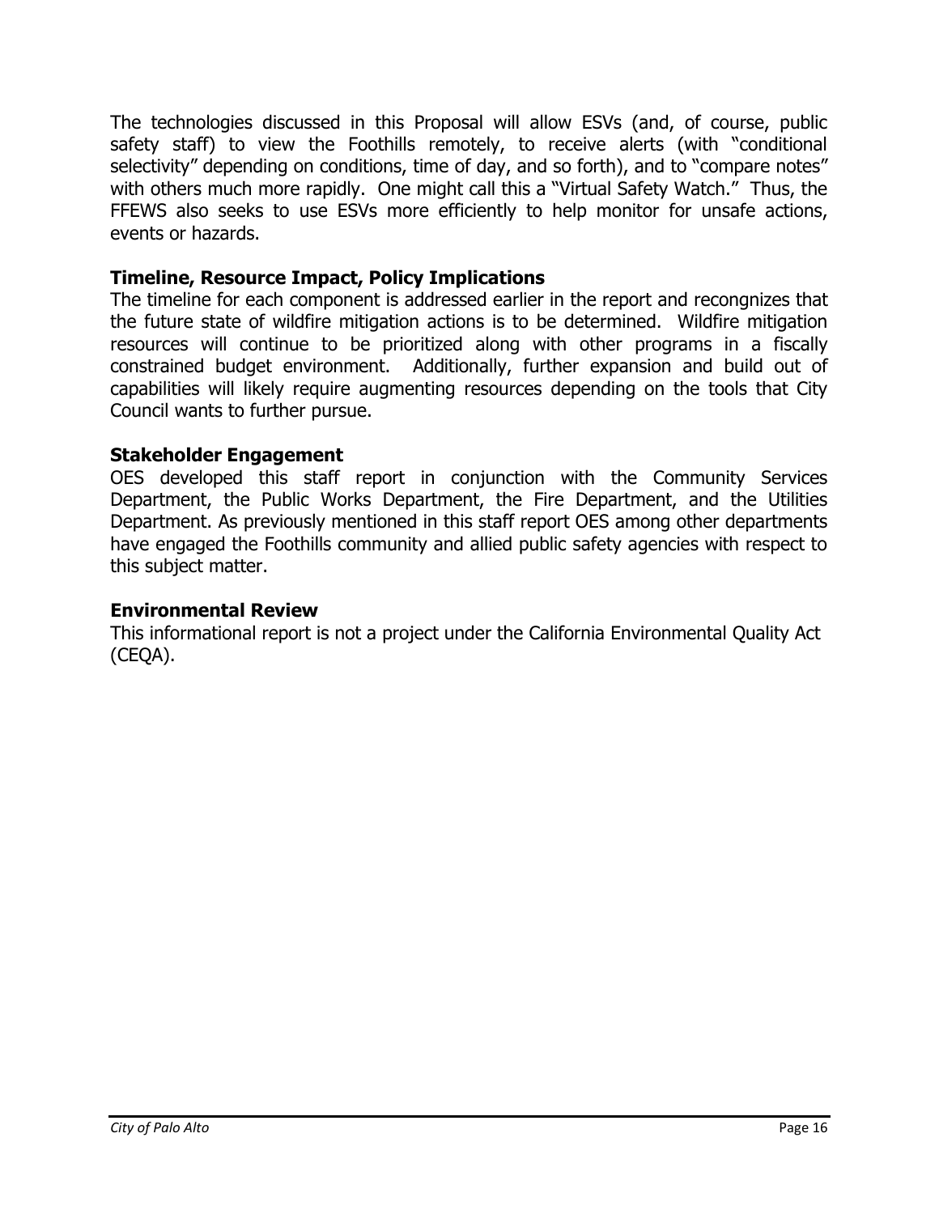The technologies discussed in this Proposal will allow ESVs (and, of course, public safety staff) to view the Foothills remotely, to receive alerts (with "conditional selectivity" depending on conditions, time of day, and so forth), and to "compare notes" with others much more rapidly. One might call this a "Virtual Safety Watch." Thus, the FFEWS also seeks to use ESVs more efficiently to help monitor for unsafe actions, events or hazards.

### Timeline, Resource Impact, Policy Implications

The timeline for each component is addressed earlier in the report and recongnizes that the future state of wildfire mitigation actions is to be determined. Wildfire mitigation resources will continue to be prioritized along with other programs in a fiscally constrained budget environment. Additionally, further expansion and build out of capabilities will likely require augmenting resources depending on the tools that City Council wants to further pursue.

### Stakeholder Engagement

OES developed this staff report in conjunction with the Community Services Department, the Public Works Department, the Fire Department, and the Utilities Department. As previously mentioned in this staff report OES among other departments have engaged the Foothills community and allied public safety agencies with respect to this subject matter.

### Environmental Review

This informational report is not a project under the California Environmental Quality Act (CEQA).